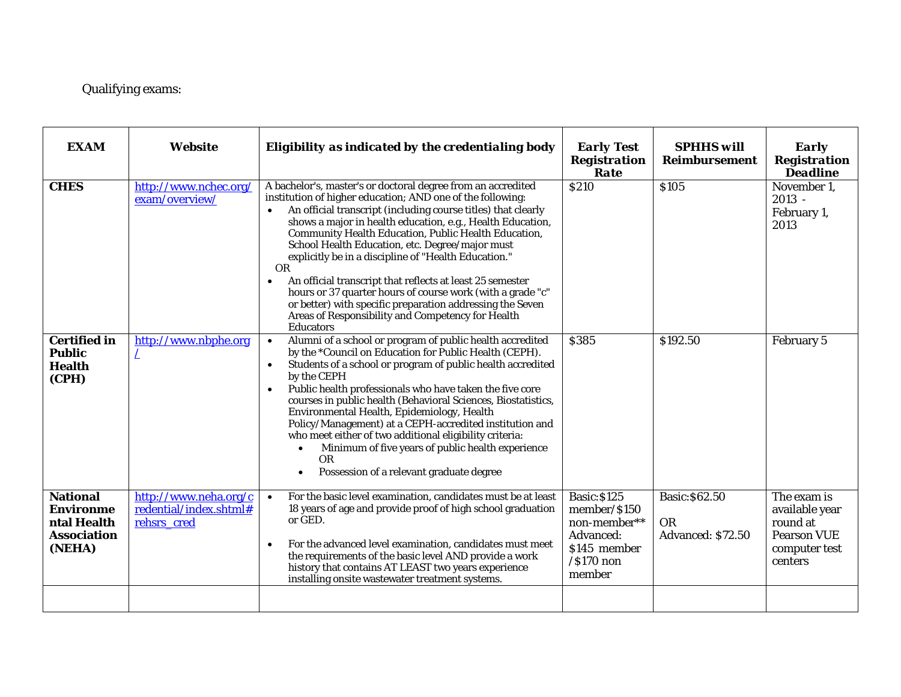Qualifying exams:

| EXAM | Website | Eligibility as indicated by the credentialing body | Early Test Registration Rate | SPHHS will Reimbursement | Early Registration Deadline |
|---|---|---|---|---|---|
| **CHES** | http://www.nchec.org/exam/overview/ | A bachelor's, master's or doctoral degree from an accredited institution of higher education; AND one of the following:<br>• An official transcript (including course titles) that clearly shows a major in health education, e.g., Health Education, Community Health Education, Public Health Education, School Health Education, etc. Degree/major must explicitly be in a discipline of "Health Education."<br>OR<br>• An official transcript that reflects at least 25 semester hours or 37 quarter hours of course work (with a grade "c" or better) with specific preparation addressing the Seven Areas of Responsibility and Competency for Health Educators | $210 | $105 | November 1, 2013 - February 1, 2013 |
| **Certified in Public Health (CPH)** | http://www.nbphe.org/ | • Alumni of a school or program of public health accredited by the *Council on Education for Public Health (CEPH).<br>• Students of a school or program of public health accredited by the CEPH<br>• Public health professionals who have taken the five core courses in public health (Behavioral Sciences, Biostatistics, Environmental Health, Epidemiology, Health Policy/Management) at a CEPH-accredited institution and who meet either of two additional eligibility criteria:<br>  ◦ Minimum of five years of public health experience OR<br>  ◦ Possession of a relevant graduate degree | $385 | $192.50 | February 5 |
| **National Environmental Health Association (NEHA)** | http://www.neha.org/credential/index.shtml#rehsrs_cred | • For the basic level examination, candidates must be at least 18 years of age and provide proof of high school graduation or GED.<br>• For the advanced level examination, candidates must meet the requirements of the basic level AND provide a work history that contains AT LEAST two years experience installing onsite wastewater treatment systems. | Basic:$125 member/$150 non-member**<br>Advanced: $145 member /$170 non member | Basic:$62.50<br>OR<br>Advanced: $72.50 | The exam is available year round at Pearson VUE computer test centers |
| | | | | | |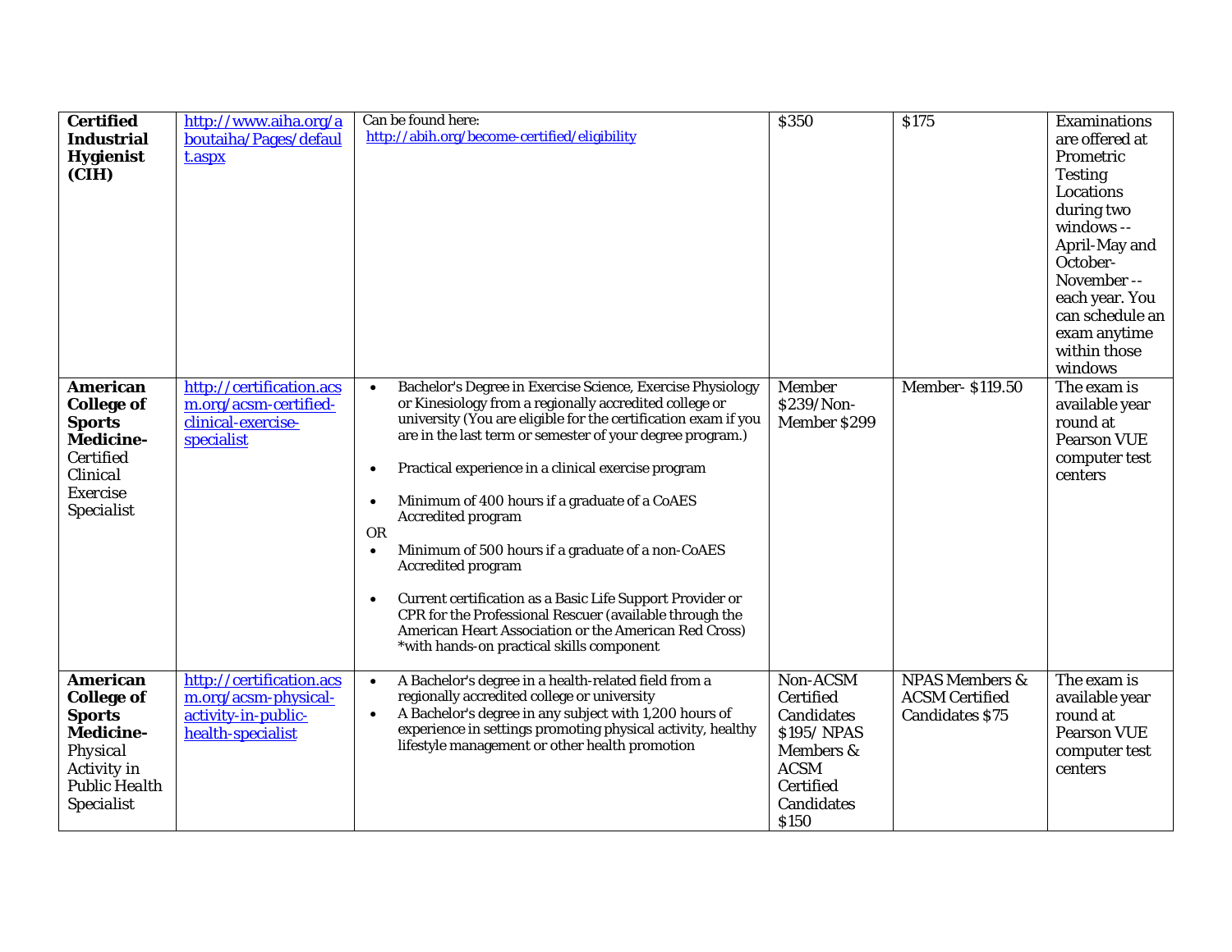| | | | | | |
|---|---|---|---|---|---|
| **Certified Industrial Hygienist (CIH)** | http://www.aiha.org/aboutaiha/Pages/default.aspx | Can be found here: http://abih.org/become-certified/eligibility | $350 | $175 | Examinations are offered at Prometric Testing Locations during two windows -- April-May and October-November -- each year. You can schedule an exam anytime within those windows |
| **American College of Sports Medicine-** Certified Clinical Exercise Specialist | http://certification.acsm.org/acsm-certified-clinical-exercise-specialist | • Bachelor's Degree in Exercise Science, Exercise Physiology or Kinesiology from a regionally accredited college or university (You are eligible for the certification exam if you are in the last term or semester of your degree program.)<br>• Practical experience in a clinical exercise program<br>• Minimum of 400 hours if a graduate of a CoAES Accredited program<br>OR<br>• Minimum of 500 hours if a graduate of a non-CoAES Accredited program<br>• Current certification as a Basic Life Support Provider or CPR for the Professional Rescuer (available through the American Heart Association or the American Red Cross) *with hands-on practical skills component | Member $239/Non-Member $299 | Member- $119.50 | The exam is available year round at Pearson VUE computer test centers |
| **American College of Sports Medicine-** Physical Activity in Public Health Specialist | http://certification.acsm.org/acsm-physical-activity-in-public-health-specialist | • A Bachelor's degree in a health-related field from a regionally accredited college or university<br>• A Bachelor's degree in any subject with 1,200 hours of experience in settings promoting physical activity, healthy lifestyle management or other health promotion | Non-ACSM Certified Candidates $195/ NPAS Members & ACSM Certified Candidates $150 | NPAS Members & ACSM Certified Candidates $75 | The exam is available year round at Pearson VUE computer test centers |